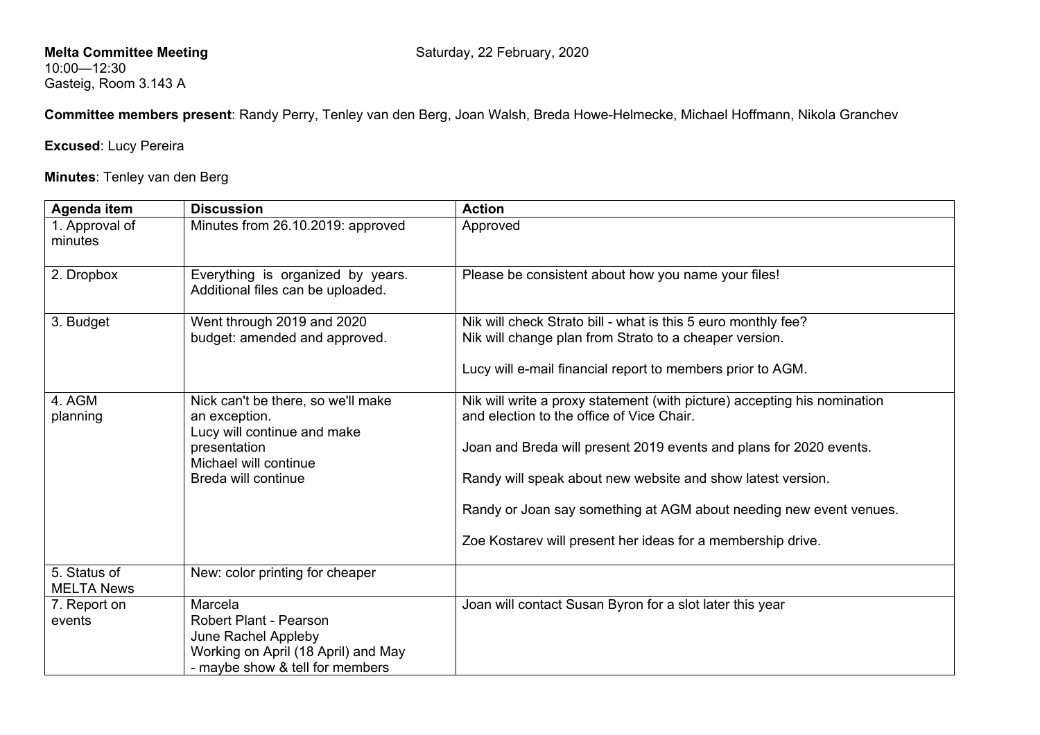**Melta Committee Meeting** Saturday, 22 February, 2020

10:00—12:30

Gasteig, Room 3.143 A

**Committee members present**: Randy Perry, Tenley van den Berg, Joan Walsh, Breda Howe-Helmecke, Michael Hoffmann, Nikola Granchev

**Excused**: Lucy Pereira

**Minutes**: Tenley van den Berg

| Agenda item | Discussion | Action |
|---|---|---|
| 1. Approval of minutes | Minutes from 26.10.2019: approved | Approved |
| 2. Dropbox | Everything is organized by years. Additional files can be uploaded. | Please be consistent about how you name your files! |
| 3. Budget | Went through 2019 and 2020 budget: amended and approved. | Nik will check Strato bill - what is this 5 euro monthly fee?<br>Nik will change plan from Strato to a cheaper version.<br><br>Lucy will e-mail financial report to members prior to AGM. |
| 4. AGM planning | Nick can't be there, so we'll make an exception.<br>Lucy will continue and make presentation<br>Michael will continue<br>Breda will continue | Nik will write a proxy statement (with picture) accepting his nomination and election to the office of Vice Chair.<br><br>Joan and Breda will present 2019 events and plans for 2020 events.<br><br>Randy will speak about new website and show latest version.<br><br>Randy or Joan say something at AGM about needing new event venues.<br><br>Zoe Kostarev will present her ideas for a membership drive. |
| 5. Status of MELTA News | New: color printing for cheaper | |
| 7. Report on events | Marcela<br>Robert Plant - Pearson<br>June Rachel Appleby<br>Working on April (18 April) and May - maybe show & tell for members | Joan will contact Susan Byron for a slot later this year |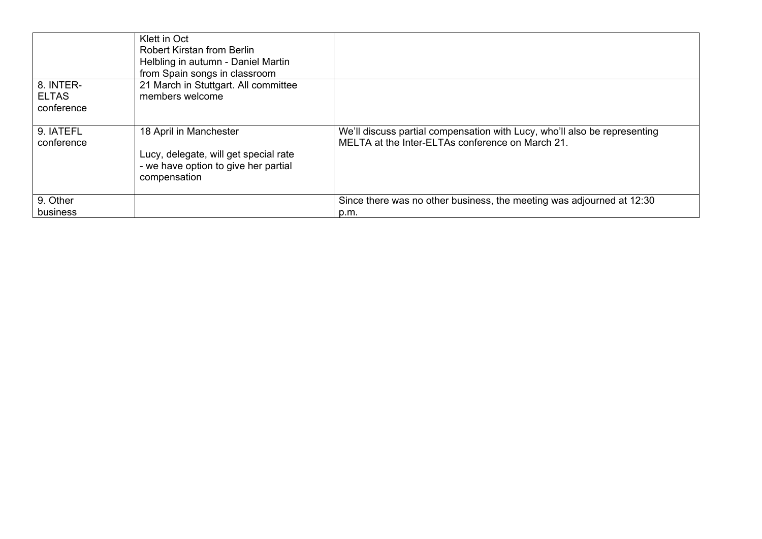| | | |
|---|---|---|
| | Klett in Oct<br>Robert Kirstan from Berlin<br>Helbling in autumn - Daniel Martin from Spain songs in classroom | |
| 8. INTER-ELTAS conference | 21 March in Stuttgart. All committee members welcome | |
| 9. IATEFL conference | 18 April in Manchester<br><br>Lucy, delegate, will get special rate - we have option to give her partial compensation | We'll discuss partial compensation with Lucy, who'll also be representing MELTA at the Inter-ELTAs conference on March 21. |
| 9. Other business | | Since there was no other business, the meeting was adjourned at 12:30 p.m. |